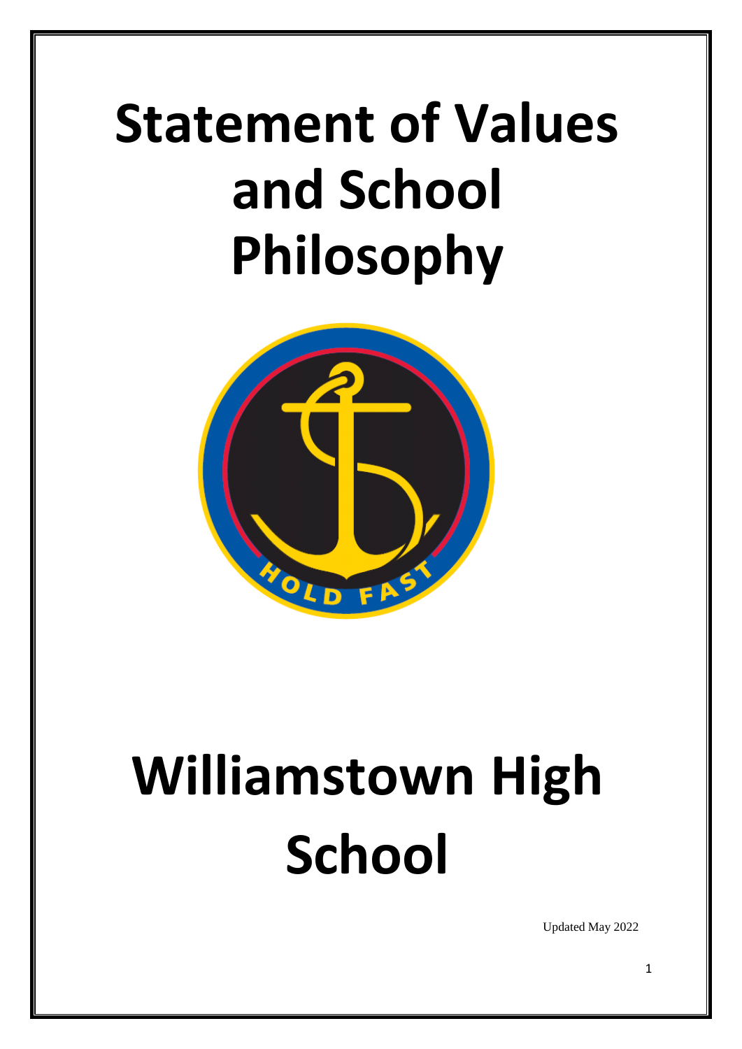# Statement of Values and School Philosophy

HOLD FAST

# Williamstown High School

Updated May 2022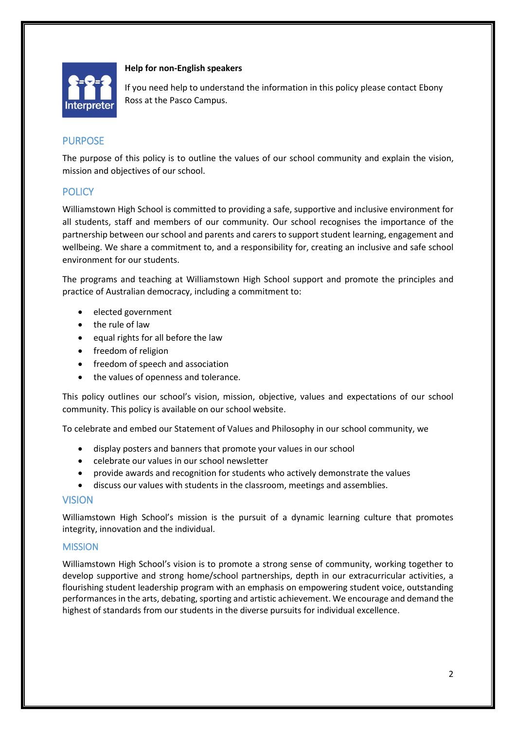**Help for non-English speakers**

If you need help to understand the information in this policy please contact Ebony Ross at the Pasco Campus.

## PURPOSE

The purpose of this policy is to outline the values of our school community and explain the vision, mission and objectives of our school.

## POLICY

Williamstown High School is committed to providing a safe, supportive and inclusive environment for all students, staff and members of our community. Our school recognises the importance of the partnership between our school and parents and carers to support student learning, engagement and wellbeing. We share a commitment to, and a responsibility for, creating an inclusive and safe school environment for our students.

The programs and teaching at Williamstown High School support and promote the principles and practice of Australian democracy, including a commitment to:

- elected government
- the rule of law
- equal rights for all before the law
- freedom of religion
- freedom of speech and association
- the values of openness and tolerance.

This policy outlines our school's vision, mission, objective, values and expectations of our school community. This policy is available on our school website.

To celebrate and embed our Statement of Values and Philosophy in our school community, we

- display posters and banners that promote your values in our school
- celebrate our values in our school newsletter
- provide awards and recognition for students who actively demonstrate the values
- discuss our values with students in the classroom, meetings and assemblies.

## VISION

Williamstown High School's mission is the pursuit of a dynamic learning culture that promotes integrity, innovation and the individual.

## MISSION

Williamstown High School's vision is to promote a strong sense of community, working together to develop supportive and strong home/school partnerships, depth in our extracurricular activities, a flourishing student leadership program with an emphasis on empowering student voice, outstanding performances in the arts, debating, sporting and artistic achievement. We encourage and demand the highest of standards from our students in the diverse pursuits for individual excellence.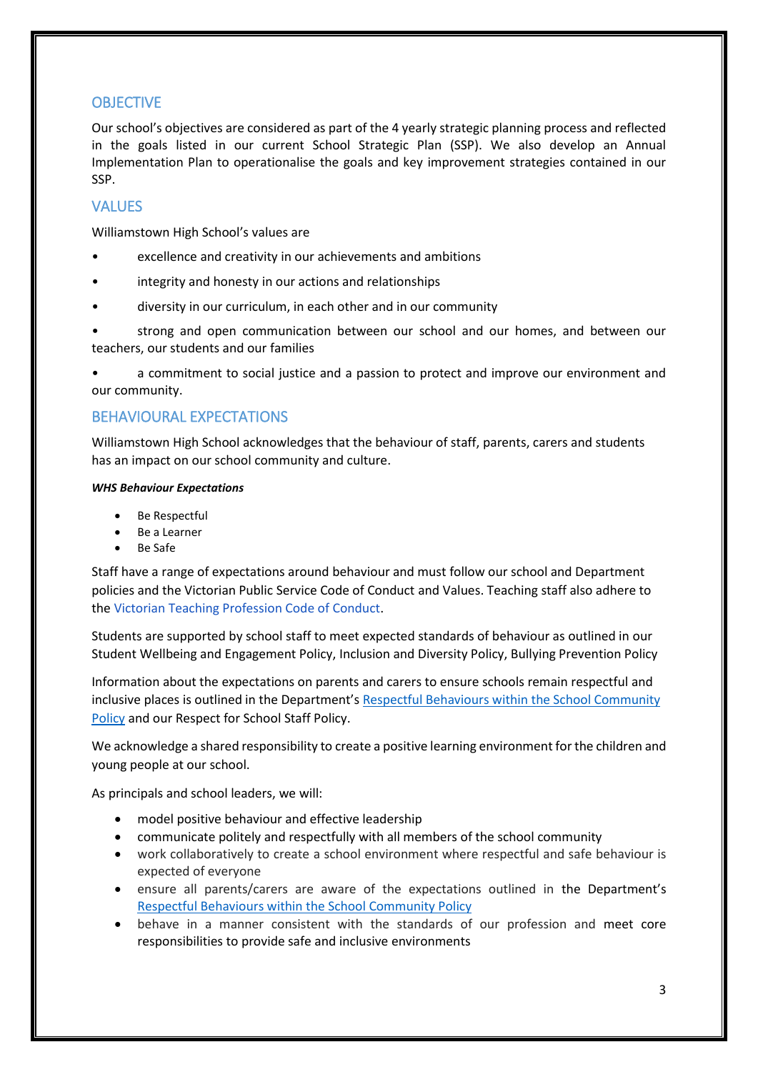## OBJECTIVE

Our school's objectives are considered as part of the 4 yearly strategic planning process and reflected in the goals listed in our current School Strategic Plan (SSP). We also develop an Annual Implementation Plan to operationalise the goals and key improvement strategies contained in our SSP.

## VALUES

Williamstown High School's values are

- excellence and creativity in our achievements and ambitions
- integrity and honesty in our actions and relationships
- diversity in our curriculum, in each other and in our community
- strong and open communication between our school and our homes, and between our teachers, our students and our families
- a commitment to social justice and a passion to protect and improve our environment and our community.

## BEHAVIOURAL EXPECTATIONS

Williamstown High School acknowledges that the behaviour of staff, parents, carers and students has an impact on our school community and culture.

***WHS Behaviour Expectations***

- Be Respectful
- Be a Learner
- Be Safe

Staff have a range of expectations around behaviour and must follow our school and Department policies and the Victorian Public Service Code of Conduct and Values. Teaching staff also adhere to the Victorian Teaching Profession Code of Conduct.

Students are supported by school staff to meet expected standards of behaviour as outlined in our Student Wellbeing and Engagement Policy, Inclusion and Diversity Policy, Bullying Prevention Policy

Information about the expectations on parents and carers to ensure schools remain respectful and inclusive places is outlined in the Department's Respectful Behaviours within the School Community Policy and our Respect for School Staff Policy.

We acknowledge a shared responsibility to create a positive learning environment for the children and young people at our school.

As principals and school leaders, we will:

- model positive behaviour and effective leadership
- communicate politely and respectfully with all members of the school community
- work collaboratively to create a school environment where respectful and safe behaviour is expected of everyone
- ensure all parents/carers are aware of the expectations outlined in the Department's Respectful Behaviours within the School Community Policy
- behave in a manner consistent with the standards of our profession and meet core responsibilities to provide safe and inclusive environments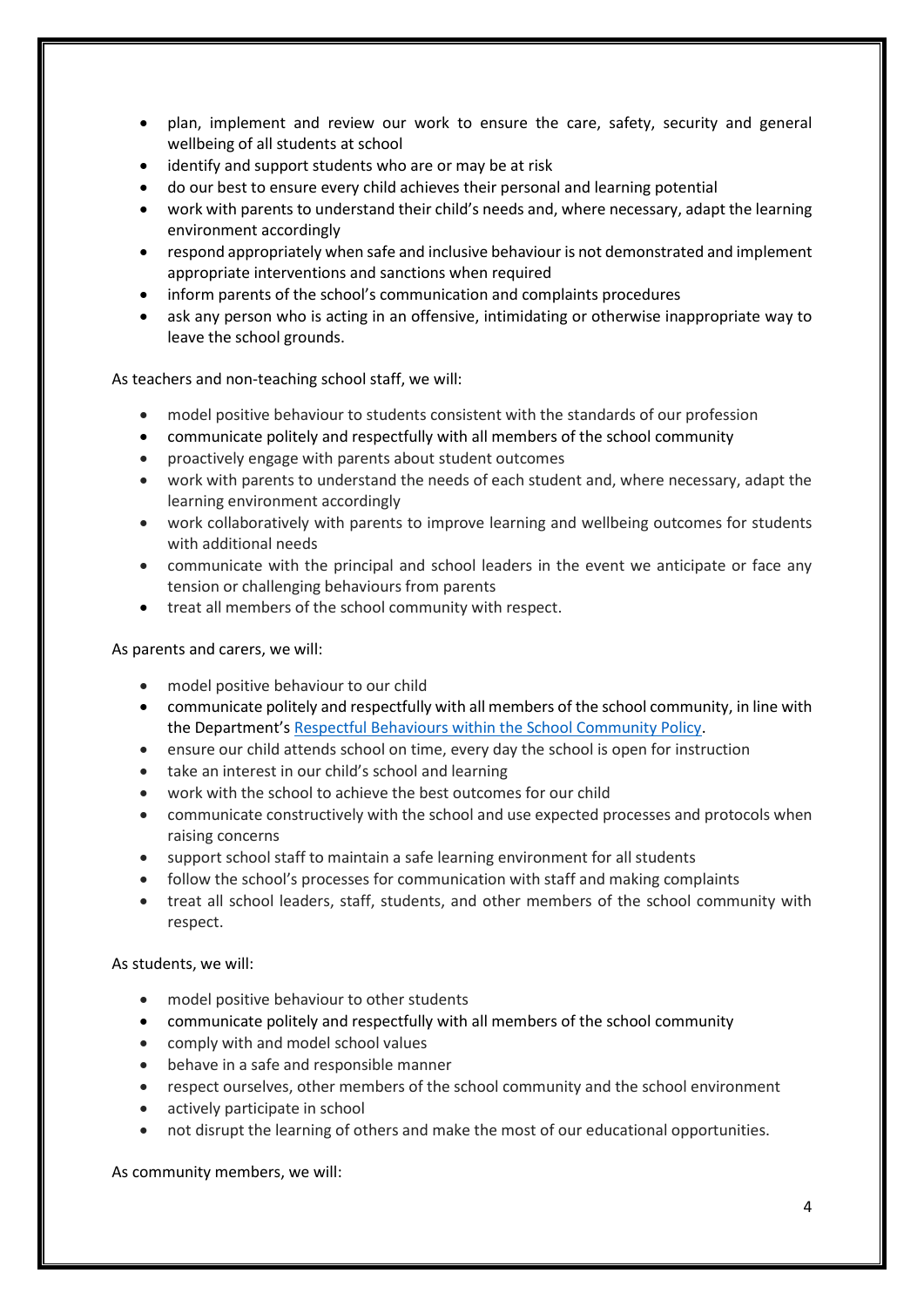- plan, implement and review our work to ensure the care, safety, security and general wellbeing of all students at school
- identify and support students who are or may be at risk
- do our best to ensure every child achieves their personal and learning potential
- work with parents to understand their child's needs and, where necessary, adapt the learning environment accordingly
- respond appropriately when safe and inclusive behaviour is not demonstrated and implement appropriate interventions and sanctions when required
- inform parents of the school's communication and complaints procedures
- ask any person who is acting in an offensive, intimidating or otherwise inappropriate way to leave the school grounds.

As teachers and non-teaching school staff, we will:

- model positive behaviour to students consistent with the standards of our profession
- communicate politely and respectfully with all members of the school community
- proactively engage with parents about student outcomes
- work with parents to understand the needs of each student and, where necessary, adapt the learning environment accordingly
- work collaboratively with parents to improve learning and wellbeing outcomes for students with additional needs
- communicate with the principal and school leaders in the event we anticipate or face any tension or challenging behaviours from parents
- treat all members of the school community with respect.

As parents and carers, we will:

- model positive behaviour to our child
- communicate politely and respectfully with all members of the school community, in line with the Department's Respectful Behaviours within the School Community Policy.
- ensure our child attends school on time, every day the school is open for instruction
- take an interest in our child's school and learning
- work with the school to achieve the best outcomes for our child
- communicate constructively with the school and use expected processes and protocols when raising concerns
- support school staff to maintain a safe learning environment for all students
- follow the school's processes for communication with staff and making complaints
- treat all school leaders, staff, students, and other members of the school community with respect.

As students, we will:

- model positive behaviour to other students
- communicate politely and respectfully with all members of the school community
- comply with and model school values
- behave in a safe and responsible manner
- respect ourselves, other members of the school community and the school environment
- actively participate in school
- not disrupt the learning of others and make the most of our educational opportunities.

As community members, we will: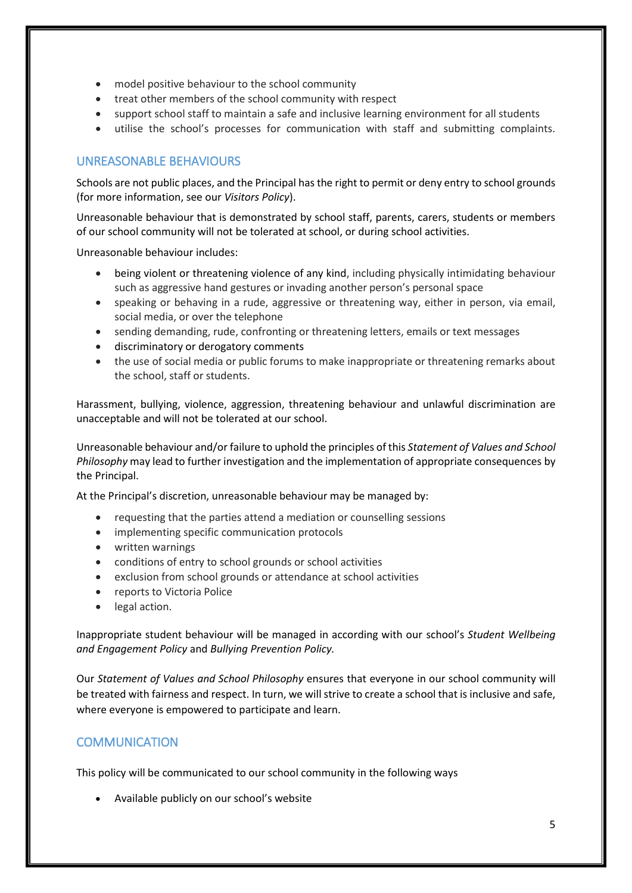- model positive behaviour to the school community
- treat other members of the school community with respect
- support school staff to maintain a safe and inclusive learning environment for all students
- utilise the school's processes for communication with staff and submitting complaints.

## UNREASONABLE BEHAVIOURS

Schools are not public places, and the Principal has the right to permit or deny entry to school grounds (for more information, see our *Visitors Policy*).

Unreasonable behaviour that is demonstrated by school staff, parents, carers, students or members of our school community will not be tolerated at school, or during school activities.

Unreasonable behaviour includes:

- being violent or threatening violence of any kind, including physically intimidating behaviour such as aggressive hand gestures or invading another person's personal space
- speaking or behaving in a rude, aggressive or threatening way, either in person, via email, social media, or over the telephone
- sending demanding, rude, confronting or threatening letters, emails or text messages
- discriminatory or derogatory comments
- the use of social media or public forums to make inappropriate or threatening remarks about the school, staff or students.

Harassment, bullying, violence, aggression, threatening behaviour and unlawful discrimination are unacceptable and will not be tolerated at our school.

Unreasonable behaviour and/or failure to uphold the principles of this *Statement of Values and School Philosophy* may lead to further investigation and the implementation of appropriate consequences by the Principal.

At the Principal's discretion, unreasonable behaviour may be managed by:

- requesting that the parties attend a mediation or counselling sessions
- implementing specific communication protocols
- written warnings
- conditions of entry to school grounds or school activities
- exclusion from school grounds or attendance at school activities
- reports to Victoria Police
- legal action.

Inappropriate student behaviour will be managed in according with our school's *Student Wellbeing and Engagement Policy* and *Bullying Prevention Policy.*

Our *Statement of Values and School Philosophy* ensures that everyone in our school community will be treated with fairness and respect. In turn, we will strive to create a school that is inclusive and safe, where everyone is empowered to participate and learn.

## COMMUNICATION

This policy will be communicated to our school community in the following ways

- Available publicly on our school's website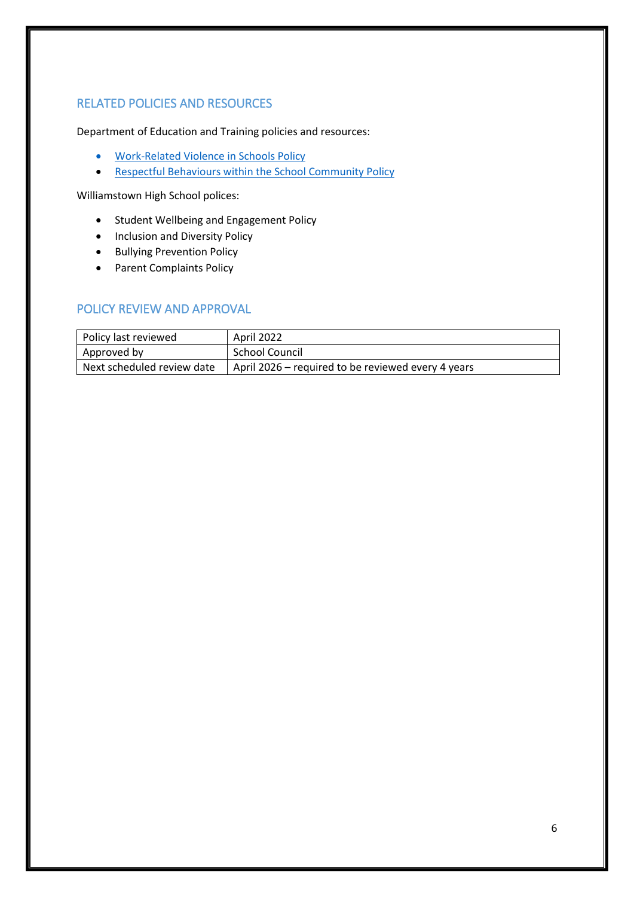## RELATED POLICIES AND RESOURCES

Department of Education and Training policies and resources:

- Work-Related Violence in Schools Policy
- Respectful Behaviours within the School Community Policy

Williamstown High School polices:

- Student Wellbeing and Engagement Policy
- Inclusion and Diversity Policy
- Bullying Prevention Policy
- Parent Complaints Policy

## POLICY REVIEW AND APPROVAL

| | |
|---|---|
| Policy last reviewed | April 2022 |
| Approved by | School Council |
| Next scheduled review date | April 2026 – required to be reviewed every 4 years |